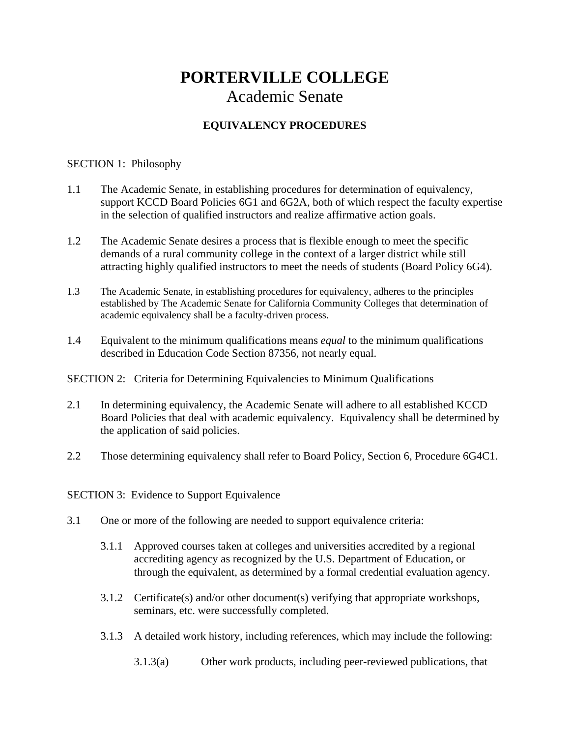# PORTERVILLE COLLEGE

## Academic Senate

### EQUIVALENCY PROCEDURES

SECTION 1: Philosophy

1.1 The Academic Senate, in establishing procedures for determination of equivalency, support KCCD Board Policies 6G1 and 6G2A, both of which respect the faculty expertise in the selection of qualified instructors and realize affirmative action goals.

1.2 The Academic Senate desires a process that is flexible enough to meet the specific demands of a rural community college in the context of a larger district while still attracting highly qualified instructors to meet the needs of students (Board Policy 6G4).

1.3 The Academic Senate, in establishing procedures for equivalency, adheres to the principles established by The Academic Senate for California Community Colleges that determination of academic equivalency shall be a faculty-driven process.

1.4 Equivalent to the minimum qualifications means *equal* to the minimum qualifications described in Education Code Section 87356, not nearly equal.

SECTION 2: Criteria for Determining Equivalencies to Minimum Qualifications

2.1 In determining equivalency, the Academic Senate will adhere to all established KCCD Board Policies that deal with academic equivalency. Equivalency shall be determined by the application of said policies.

2.2 Those determining equivalency shall refer to Board Policy, Section 6, Procedure 6G4C1.

SECTION 3: Evidence to Support Equivalence

3.1 One or more of the following are needed to support equivalence criteria:

- 3.1.1 Approved courses taken at colleges and universities accredited by a regional accrediting agency as recognized by the U.S. Department of Education, or through the equivalent, as determined by a formal credential evaluation agency.

- 3.1.2 Certificate(s) and/or other document(s) verifying that appropriate workshops, seminars, etc. were successfully completed.

- 3.1.3 A detailed work history, including references, which may include the following:

  - 3.1.3(a) Other work products, including peer-reviewed publications, that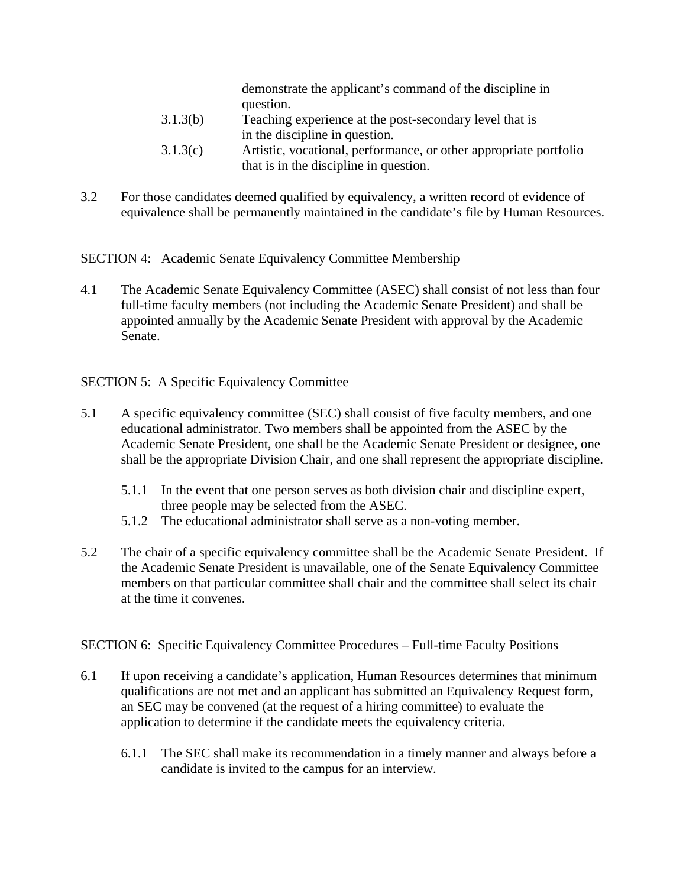demonstrate the applicant's command of the discipline in question.

3.1.3(b) Teaching experience at the post-secondary level that is in the discipline in question.

3.1.3(c) Artistic, vocational, performance, or other appropriate portfolio that is in the discipline in question.

3.2 For those candidates deemed qualified by equivalency, a written record of evidence of equivalence shall be permanently maintained in the candidate's file by Human Resources.

SECTION 4: Academic Senate Equivalency Committee Membership

4.1 The Academic Senate Equivalency Committee (ASEC) shall consist of not less than four full-time faculty members (not including the Academic Senate President) and shall be appointed annually by the Academic Senate President with approval by the Academic Senate.

SECTION 5: A Specific Equivalency Committee

5.1 A specific equivalency committee (SEC) shall consist of five faculty members, and one educational administrator. Two members shall be appointed from the ASEC by the Academic Senate President, one shall be the Academic Senate President or designee, one shall be the appropriate Division Chair, and one shall represent the appropriate discipline.

5.1.1 In the event that one person serves as both division chair and discipline expert, three people may be selected from the ASEC.

5.1.2 The educational administrator shall serve as a non-voting member.

5.2 The chair of a specific equivalency committee shall be the Academic Senate President. If the Academic Senate President is unavailable, one of the Senate Equivalency Committee members on that particular committee shall chair and the committee shall select its chair at the time it convenes.

SECTION 6: Specific Equivalency Committee Procedures – Full-time Faculty Positions

6.1 If upon receiving a candidate's application, Human Resources determines that minimum qualifications are not met and an applicant has submitted an Equivalency Request form, an SEC may be convened (at the request of a hiring committee) to evaluate the application to determine if the candidate meets the equivalency criteria.

6.1.1 The SEC shall make its recommendation in a timely manner and always before a candidate is invited to the campus for an interview.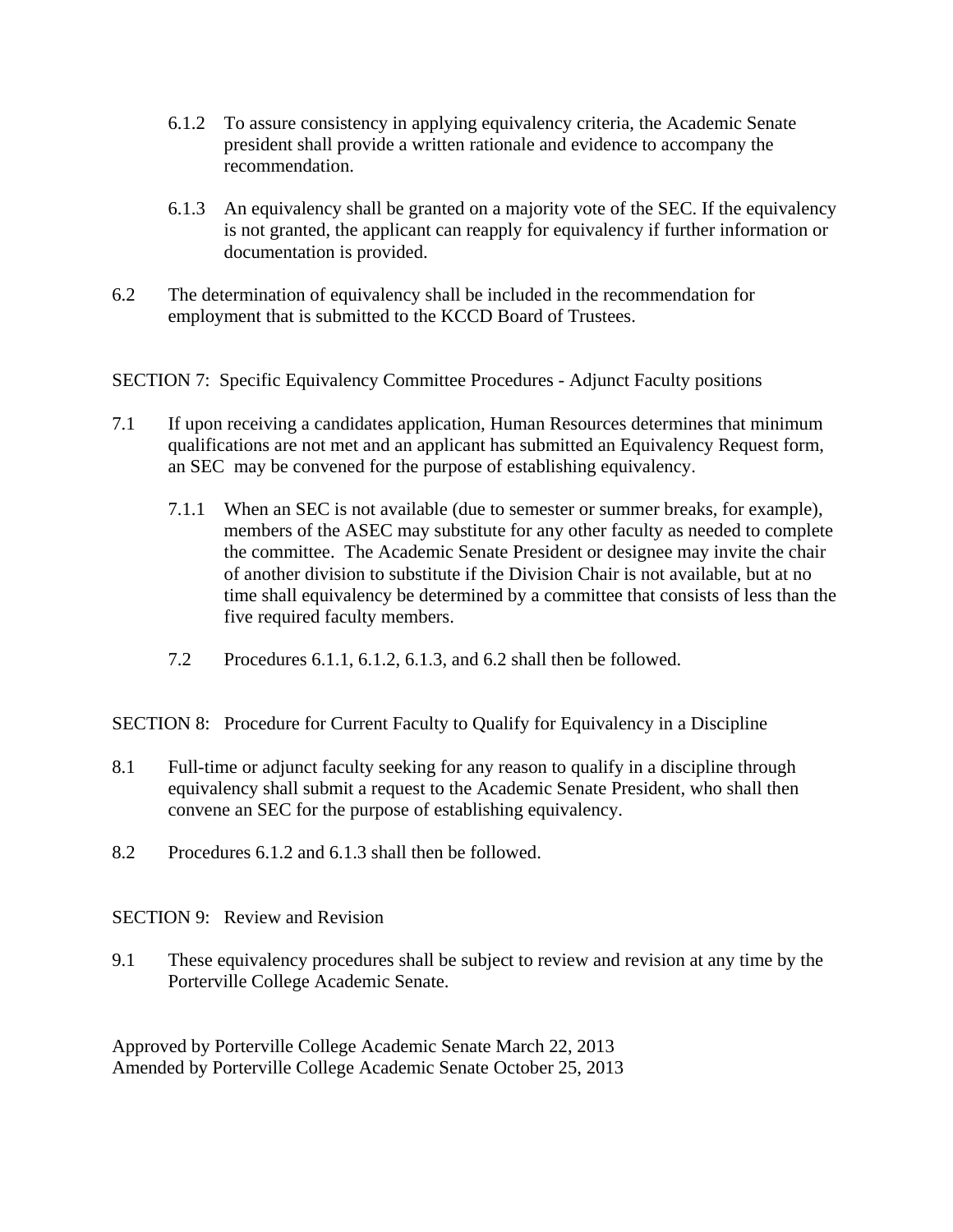6.1.2 To assure consistency in applying equivalency criteria, the Academic Senate president shall provide a written rationale and evidence to accompany the recommendation.

6.1.3 An equivalency shall be granted on a majority vote of the SEC. If the equivalency is not granted, the applicant can reapply for equivalency if further information or documentation is provided.

6.2 The determination of equivalency shall be included in the recommendation for employment that is submitted to the KCCD Board of Trustees.

SECTION 7: Specific Equivalency Committee Procedures - Adjunct Faculty positions

7.1 If upon receiving a candidates application, Human Resources determines that minimum qualifications are not met and an applicant has submitted an Equivalency Request form, an SEC may be convened for the purpose of establishing equivalency.

7.1.1 When an SEC is not available (due to semester or summer breaks, for example), members of the ASEC may substitute for any other faculty as needed to complete the committee. The Academic Senate President or designee may invite the chair of another division to substitute if the Division Chair is not available, but at no time shall equivalency be determined by a committee that consists of less than the five required faculty members.

7.2 Procedures 6.1.1, 6.1.2, 6.1.3, and 6.2 shall then be followed.

SECTION 8: Procedure for Current Faculty to Qualify for Equivalency in a Discipline

8.1 Full-time or adjunct faculty seeking for any reason to qualify in a discipline through equivalency shall submit a request to the Academic Senate President, who shall then convene an SEC for the purpose of establishing equivalency.

8.2 Procedures 6.1.2 and 6.1.3 shall then be followed.

SECTION 9: Review and Revision

9.1 These equivalency procedures shall be subject to review and revision at any time by the Porterville College Academic Senate.

Approved by Porterville College Academic Senate March 22, 2013
Amended by Porterville College Academic Senate October 25, 2013